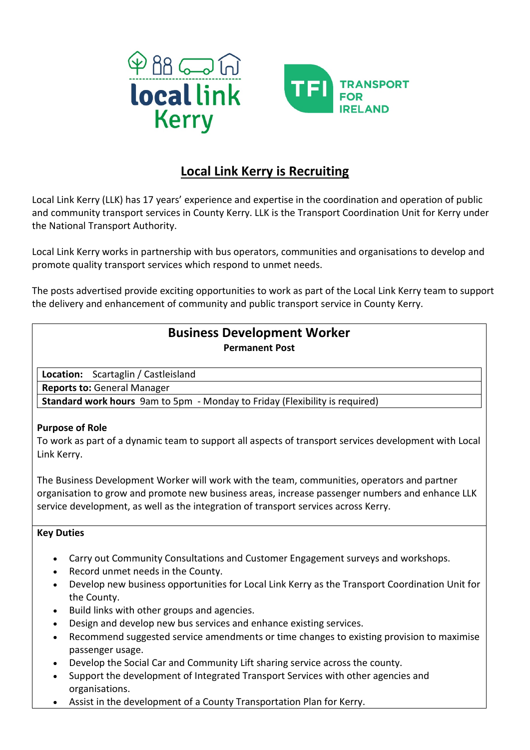local link Kerry

TFI TRANSPORT FOR IRELAND

# Local Link Kerry is Recruiting

Local Link Kerry (LLK) has 17 years' experience and expertise in the coordination and operation of public and community transport services in County Kerry. LLK is the Transport Coordination Unit for Kerry under the National Transport Authority.

Local Link Kerry works in partnership with bus operators, communities and organisations to develop and promote quality transport services which respond to unmet needs.

The posts advertised provide exciting opportunities to work as part of the Local Link Kerry team to support the delivery and enhancement of community and public transport service in County Kerry.

## Business Development Worker

**Permanent Post**

| | |
|---|---|
| **Location:** | Scartaglin / Castleisland |
| **Reports to:** | General Manager |
| **Standard work hours** | 9am to 5pm - Monday to Friday (Flexibility is required) |

**Purpose of Role**

To work as part of a dynamic team to support all aspects of transport services development with Local Link Kerry.

The Business Development Worker will work with the team, communities, operators and partner organisation to grow and promote new business areas, increase passenger numbers and enhance LLK service development, as well as the integration of transport services across Kerry.

**Key Duties**

- Carry out Community Consultations and Customer Engagement surveys and workshops.
- Record unmet needs in the County.
- Develop new business opportunities for Local Link Kerry as the Transport Coordination Unit for the County.
- Build links with other groups and agencies.
- Design and develop new bus services and enhance existing services.
- Recommend suggested service amendments or time changes to existing provision to maximise passenger usage.
- Develop the Social Car and Community Lift sharing service across the county.
- Support the development of Integrated Transport Services with other agencies and organisations.
- Assist in the development of a County Transportation Plan for Kerry.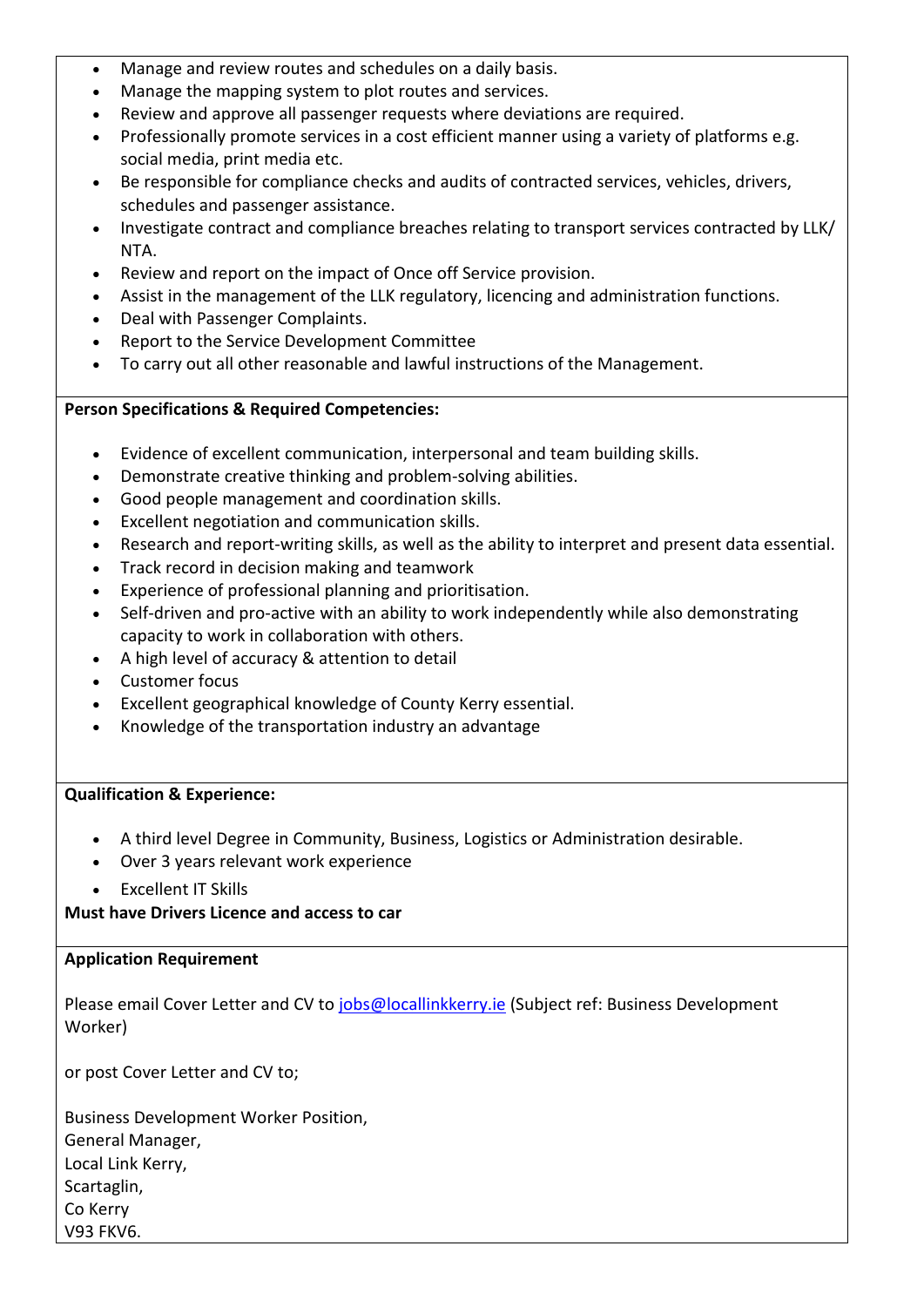- Manage and review routes and schedules on a daily basis.
- Manage the mapping system to plot routes and services.
- Review and approve all passenger requests where deviations are required.
- Professionally promote services in a cost efficient manner using a variety of platforms e.g. social media, print media etc.
- Be responsible for compliance checks and audits of contracted services, vehicles, drivers, schedules and passenger assistance.
- Investigate contract and compliance breaches relating to transport services contracted by LLK/ NTA.
- Review and report on the impact of Once off Service provision.
- Assist in the management of the LLK regulatory, licencing and administration functions.
- Deal with Passenger Complaints.
- Report to the Service Development Committee
- To carry out all other reasonable and lawful instructions of the Management.

**Person Specifications & Required Competencies:**

- Evidence of excellent communication, interpersonal and team building skills.
- Demonstrate creative thinking and problem-solving abilities.
- Good people management and coordination skills.
- Excellent negotiation and communication skills.
- Research and report-writing skills, as well as the ability to interpret and present data essential.
- Track record in decision making and teamwork
- Experience of professional planning and prioritisation.
- Self-driven and pro-active with an ability to work independently while also demonstrating capacity to work in collaboration with others.
- A high level of accuracy & attention to detail
- Customer focus
- Excellent geographical knowledge of County Kerry essential.
- Knowledge of the transportation industry an advantage

**Qualification & Experience:**

- A third level Degree in Community, Business, Logistics or Administration desirable.
- Over 3 years relevant work experience
- Excellent IT Skills

**Must have Drivers Licence and access to car**

**Application Requirement**

Please email Cover Letter and CV to jobs@locallinkkerry.ie (Subject ref: Business Development Worker)

or post Cover Letter and CV to;

Business Development Worker Position,
General Manager,
Local Link Kerry,
Scartaglin,
Co Kerry
V93 FKV6.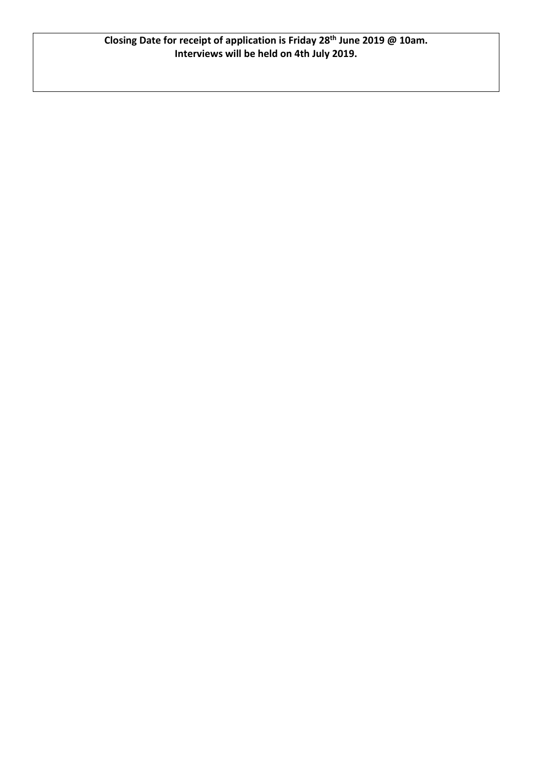**Closing Date for receipt of application is Friday 28th June 2019 @ 10am.**
**Interviews will be held on 4th July 2019.**